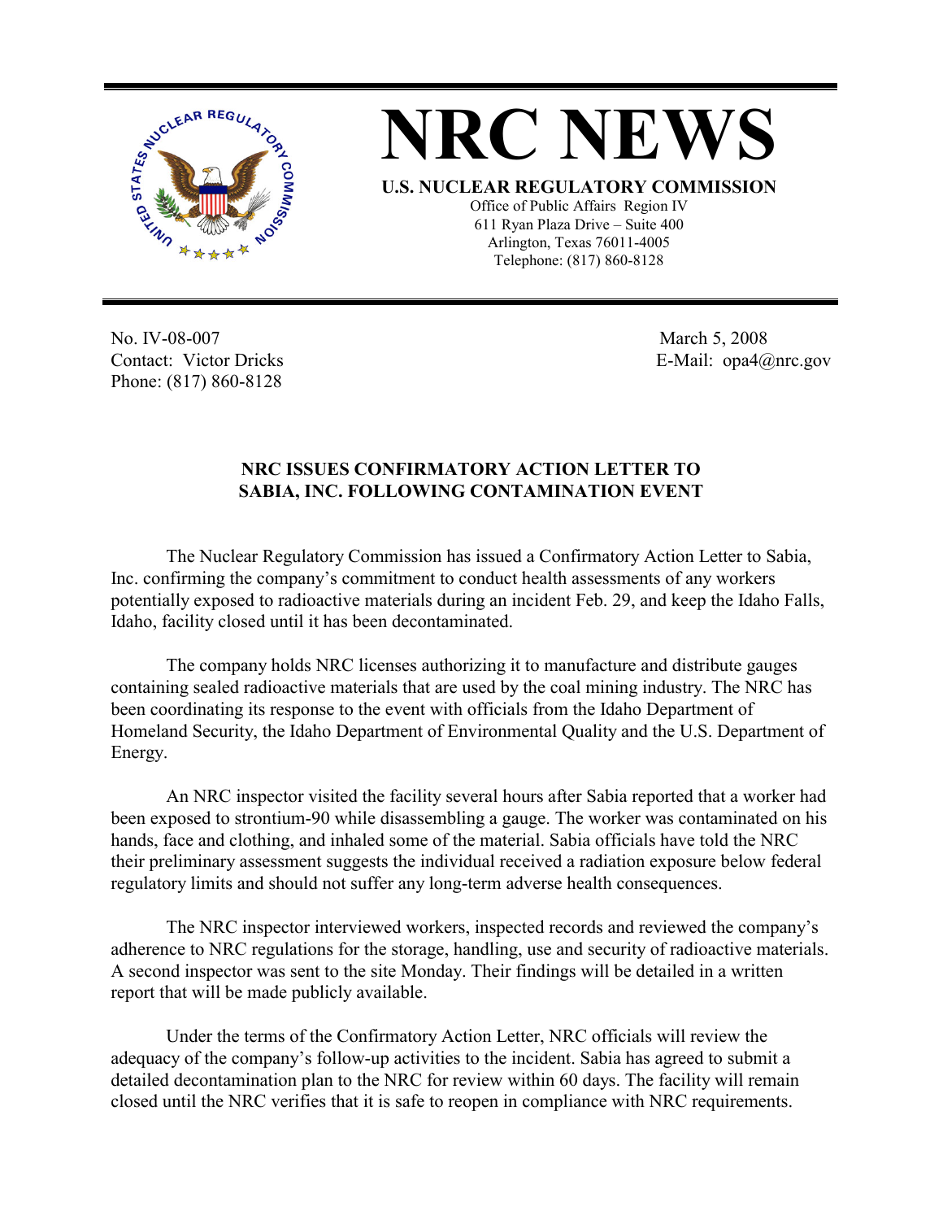# NRC NEWS

**U.S. NUCLEAR REGULATORY COMMISSION**

Office of Public Affairs Region IV
611 Ryan Plaza Drive – Suite 400
Arlington, Texas 76011-4005
Telephone: (817) 860-8128

No. IV-08-007
Contact: Victor Dricks
Phone: (817) 860-8128

March 5, 2008
E-Mail: opa4@nrc.gov

## NRC ISSUES CONFIRMATORY ACTION LETTER TO SABIA, INC. FOLLOWING CONTAMINATION EVENT

The Nuclear Regulatory Commission has issued a Confirmatory Action Letter to Sabia, Inc. confirming the company's commitment to conduct health assessments of any workers potentially exposed to radioactive materials during an incident Feb. 29, and keep the Idaho Falls, Idaho, facility closed until it has been decontaminated.

The company holds NRC licenses authorizing it to manufacture and distribute gauges containing sealed radioactive materials that are used by the coal mining industry. The NRC has been coordinating its response to the event with officials from the Idaho Department of Homeland Security, the Idaho Department of Environmental Quality and the U.S. Department of Energy.

An NRC inspector visited the facility several hours after Sabia reported that a worker had been exposed to strontium-90 while disassembling a gauge. The worker was contaminated on his hands, face and clothing, and inhaled some of the material. Sabia officials have told the NRC their preliminary assessment suggests the individual received a radiation exposure below federal regulatory limits and should not suffer any long-term adverse health consequences.

The NRC inspector interviewed workers, inspected records and reviewed the company's adherence to NRC regulations for the storage, handling, use and security of radioactive materials. A second inspector was sent to the site Monday. Their findings will be detailed in a written report that will be made publicly available.

Under the terms of the Confirmatory Action Letter, NRC officials will review the adequacy of the company's follow-up activities to the incident. Sabia has agreed to submit a detailed decontamination plan to the NRC for review within 60 days. The facility will remain closed until the NRC verifies that it is safe to reopen in compliance with NRC requirements.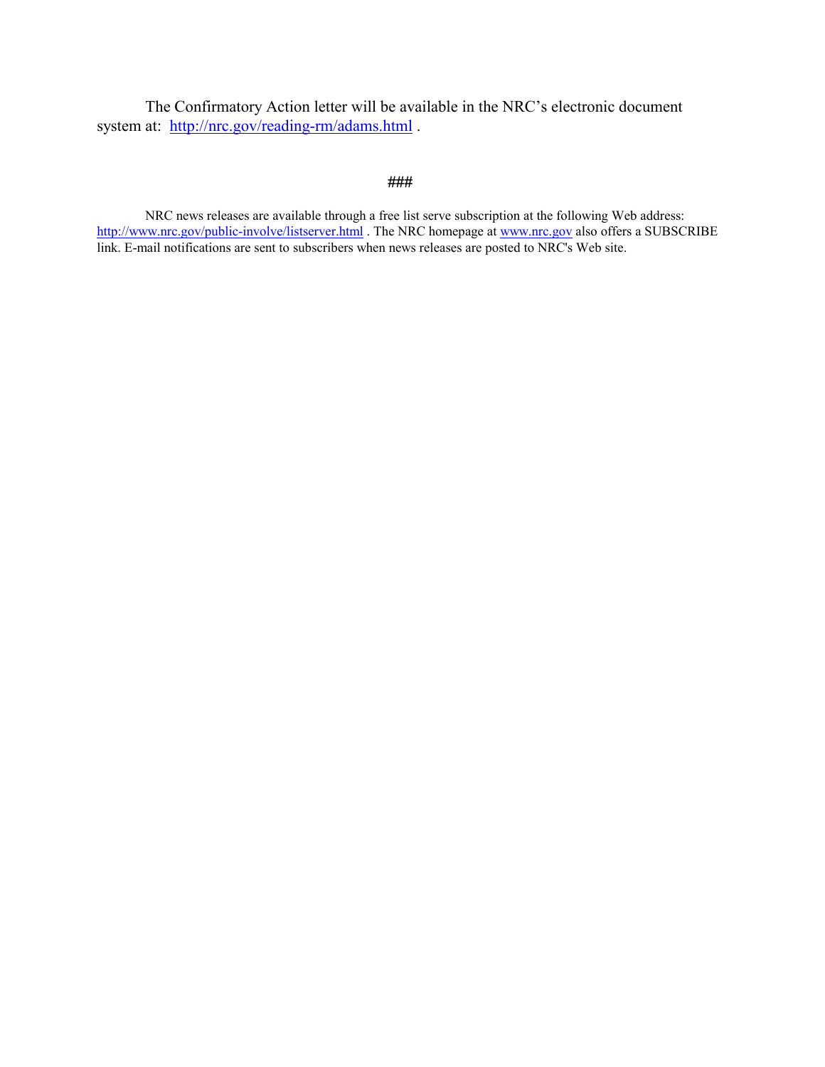The Confirmatory Action letter will be available in the NRC's electronic document system at: http://nrc.gov/reading-rm/adams.html .

###

NRC news releases are available through a free list serve subscription at the following Web address: http://www.nrc.gov/public-involve/listserver.html . The NRC homepage at www.nrc.gov also offers a SUBSCRIBE link. E-mail notifications are sent to subscribers when news releases are posted to NRC's Web site.